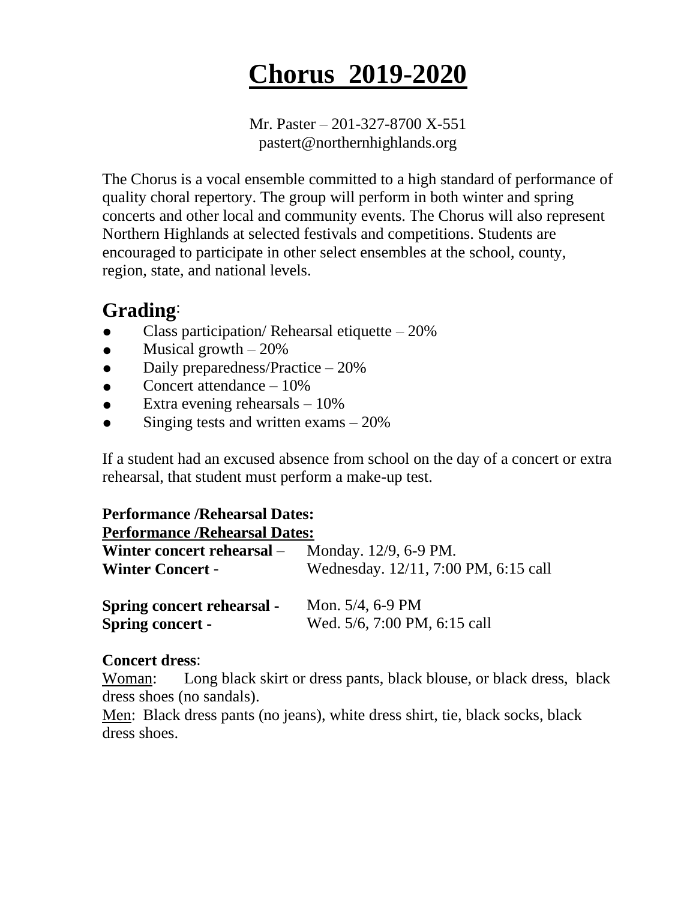# Chorus 2019-2020

Mr. Paster – 201-327-8700 X-551
pastert@northernhighlands.org

The Chorus is a vocal ensemble committed to a high standard of performance of quality choral repertory. The group will perform in both winter and spring concerts and other local and community events. The Chorus will also represent Northern Highlands at selected festivals and competitions. Students are encouraged to participate in other select ensembles at the school, county, region, state, and national levels.

## Grading:

- Class participation/ Rehearsal etiquette – 20%
- Musical growth – 20%
- Daily preparedness/Practice – 20%
- Concert attendance – 10%
- Extra evening rehearsals – 10%
- Singing tests and written exams – 20%

If a student had an excused absence from school on the day of a concert or extra rehearsal, that student must perform a make-up test.

**Performance /Rehearsal Dates:**

**Performance /Rehearsal Dates:**

**Winter concert rehearsal** – Monday. 12/9, 6-9 PM.
**Winter Concert** - Wednesday. 12/11, 7:00 PM, 6:15 call

**Spring concert rehearsal** - Mon. 5/4, 6-9 PM
**Spring concert** - Wed. 5/6, 7:00 PM, 6:15 call

**Concert dress**:

Woman: Long black skirt or dress pants, black blouse, or black dress, black dress shoes (no sandals).

Men: Black dress pants (no jeans), white dress shirt, tie, black socks, black dress shoes.